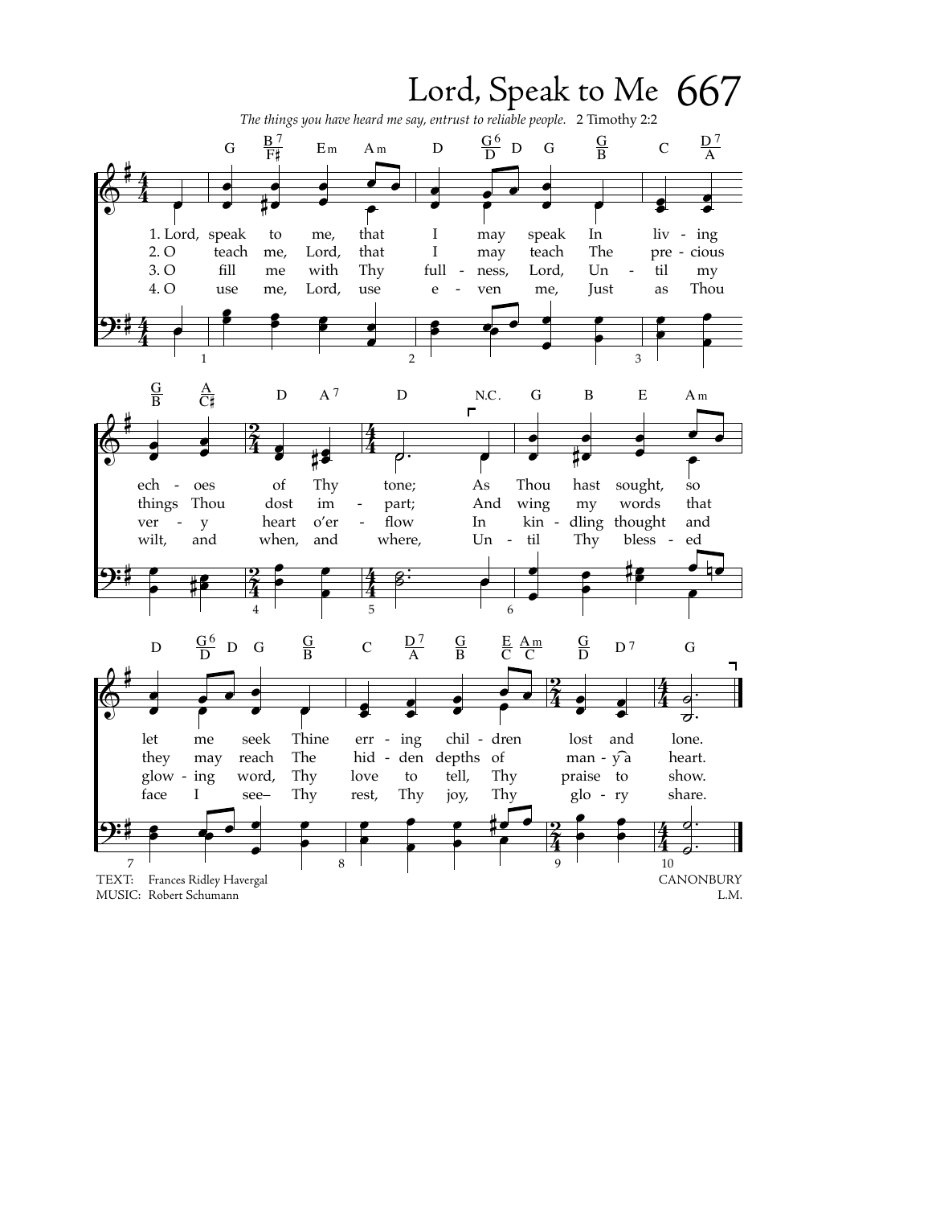# Lord, Speak to Me 667

*The things you have heard me say, entrust to reliable people.* 2 Timothy 2:2

1. Lord, speak to me, that I may speak
In living echoes of Thy tone;
As Thou hast sought, so let me seek
Thine erring children lost and lone.

2. O teach me, Lord, that I may teach
The precious things Thou dost impart;
And wing my words that they may reach
The hidden depths of many a heart.

3. O fill me with Thy fullness, Lord,
Until my very heart o'erflow
In kindling thought and glowing word,
Thy love to tell, Thy praise to show.

4. O use me, Lord, use even me,
Just as Thou wilt, and when, and where,
Until Thy blessed face I see–
Thy rest, Thy joy, Thy glory share.

TEXT: Frances Ridley Havergal
MUSIC: Robert Schumann

CANONBURY
L.M.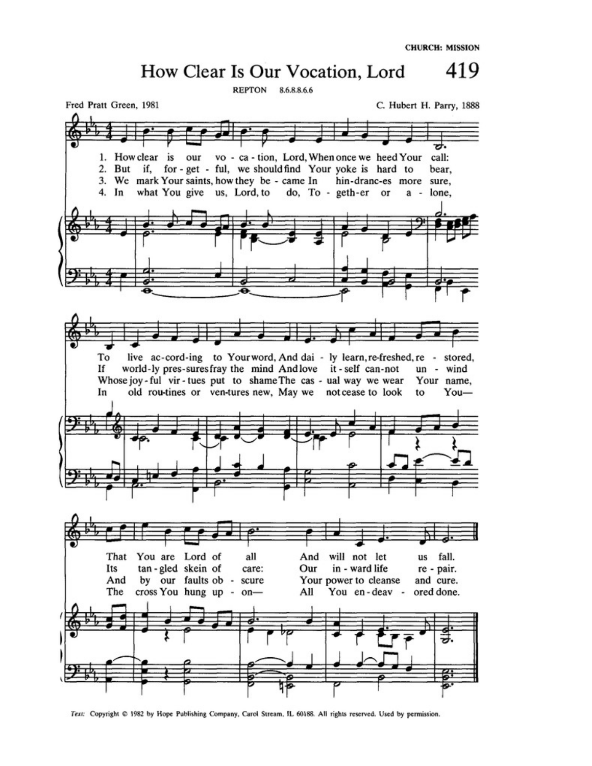CHURCH: MISSION

# How Clear Is Our Vocation, Lord

419

REPTON 8.6.8.8.6.6

Fred Pratt Green, 1981

C. Hubert H. Parry, 1888

1. How clear is our vo - ca - tion, Lord, When once we heed Your call:
To live ac-cord-ing to Your word, And dai - ly learn, re-freshed, re - stored,
That You are Lord of all And will not let us fall.

2. But if, for - get - ful, we should find Your yoke is hard to bear,
If world-ly pres-sures fray the mind And love it - self can-not un - wind
Its tan - gled skein of care: Our in - ward life re - pair.

3. We mark Your saints, how they be - came In hin-dranc-es more sure,
Whose joy - ful vir - tues put to shame The cas - ual way we wear Your name,
And by our faults ob - scure Your power to cleanse and cure.

4. In what You give us, Lord, to do, To - geth-er or a - lone,
In old rou-tines or ven-tures new, May we not cease to look to You—
The cross You hung up - on— All You en - deav - ored done.

*Text:* Copyright © 1982 by Hope Publishing Company, Carol Stream, IL 60188. All rights reserved. Used by permission.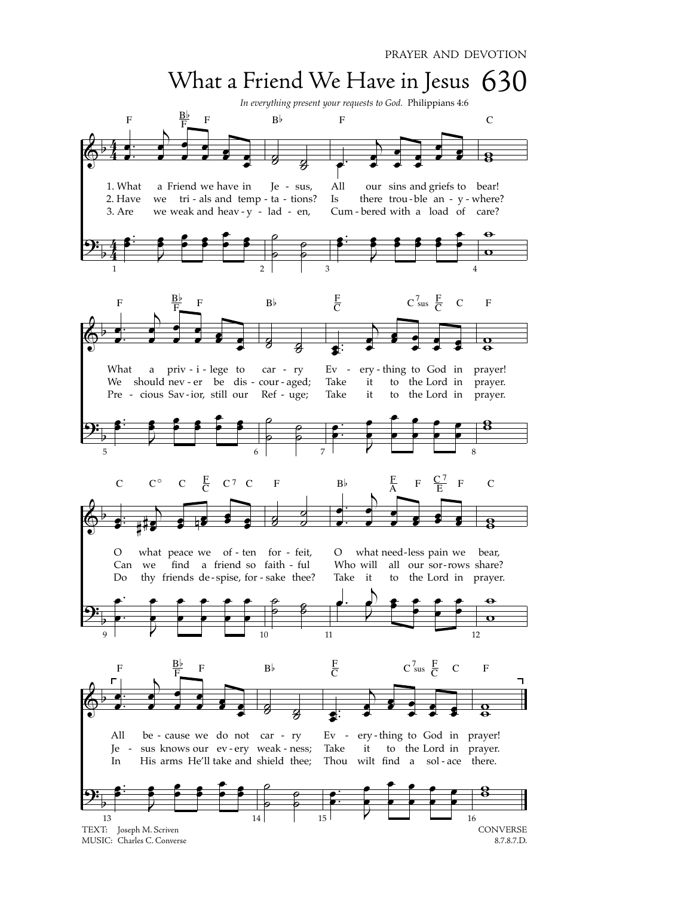PRAYER AND DEVOTION

# What a Friend We Have in Jesus 630

*In everything present your requests to God.* Philippians 4:6

1. What a Friend we have in Jesus, All our sins and griefs to bear!
What a privilege to carry Everything to God in prayer!
O what peace we often forfeit, O what needless pain we bear,
All because we do not carry Everything to God in prayer!

2. Have we trials and temptations? Is there trouble anywhere?
We should never be discouraged; Take it to the Lord in prayer.
Can we find a friend so faithful Who will all our sorrows share?
Jesus knows our every weakness; Take it to the Lord in prayer.

3. Are we weak and heavy-laden, Cumbered with a load of care?
Precious Savior, still our Refuge; Take it to the Lord in prayer.
Do thy friends despise, forsake thee? Take it to the Lord in prayer.
In His arms He'll take and shield thee; Thou wilt find a solace there.

TEXT: Joseph M. Scriven
MUSIC: Charles C. Converse

CONVERSE
8.7.8.7.D.